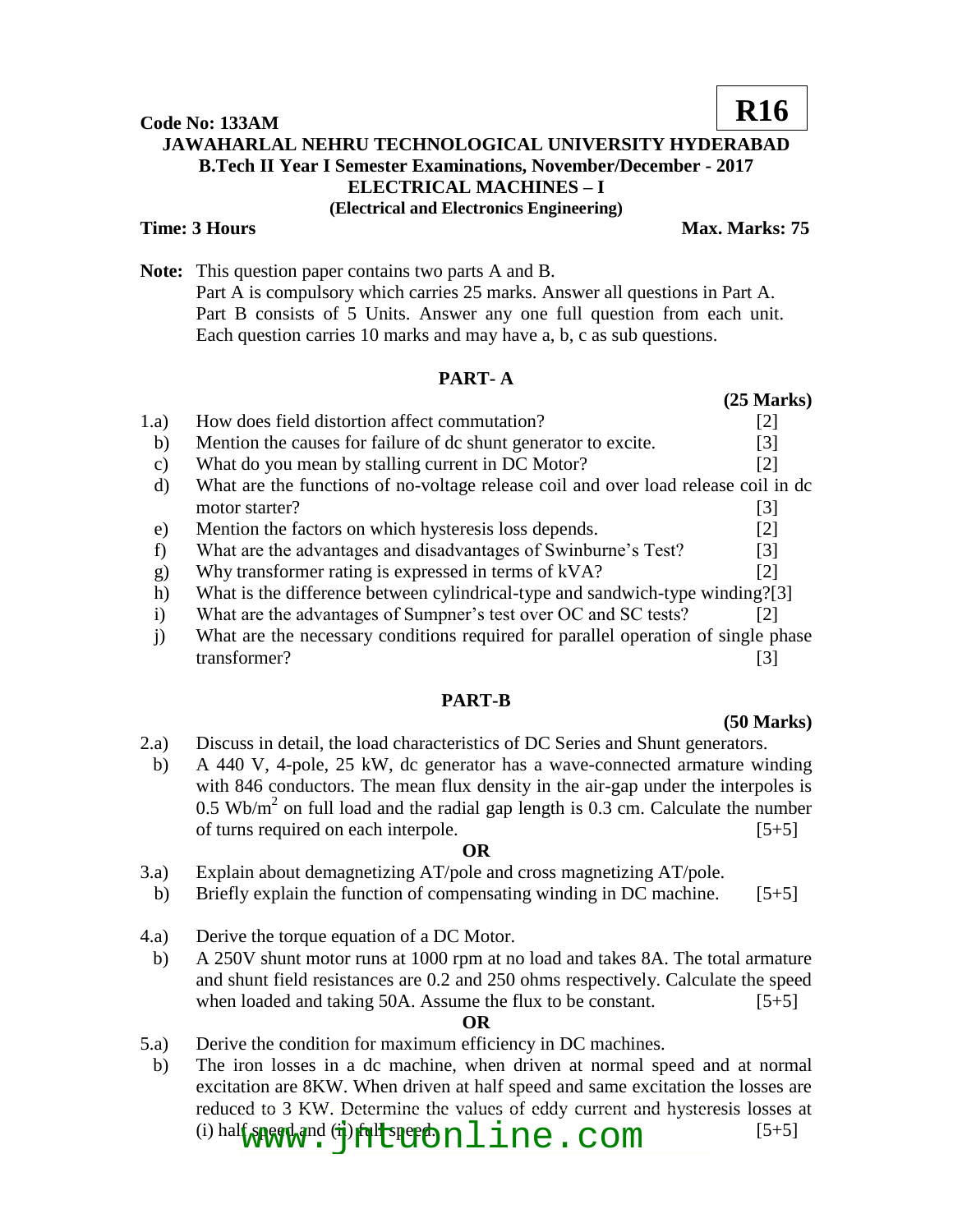**R16**

**Code No: 133AM**

**JAWAHARLAL NEHRU TECHNOLOGICAL UNIVERSITY HYDERABAD**
**B.Tech II Year I Semester Examinations, November/December - 2017**
**ELECTRICAL MACHINES – I**
**(Electrical and Electronics Engineering)**

**Time: 3 Hours** **Max. Marks: 75**

**Note:** This question paper contains two parts A and B.
Part A is compulsory which carries 25 marks. Answer all questions in Part A.
Part B consists of 5 Units. Answer any one full question from each unit.
Each question carries 10 marks and may have a, b, c as sub questions.

## PART- A

**(25 Marks)**

1.a) How does field distortion affect commutation? [2]

b) Mention the causes for failure of dc shunt generator to excite. [3]

c) What do you mean by stalling current in DC Motor? [2]

d) What are the functions of no-voltage release coil and over load release coil in dc motor starter? [3]

e) Mention the factors on which hysteresis loss depends. [2]

f) What are the advantages and disadvantages of Swinburne's Test? [3]

g) Why transformer rating is expressed in terms of kVA? [2]

h) What is the difference between cylindrical-type and sandwich-type winding?[3]

i) What are the advantages of Sumpner's test over OC and SC tests? [2]

j) What are the necessary conditions required for parallel operation of single phase transformer? [3]

## PART-B

**(50 Marks)**

2.a) Discuss in detail, the load characteristics of DC Series and Shunt generators.

b) A 440 V, 4-pole, 25 kW, dc generator has a wave-connected armature winding with 846 conductors. The mean flux density in the air-gap under the interpoles is 0.5 $Wb/m^2$ on full load and the radial gap length is 0.3 cm. Calculate the number of turns required on each interpole. [5+5]

**OR**

3.a) Explain about demagnetizing AT/pole and cross magnetizing AT/pole.

b) Briefly explain the function of compensating winding in DC machine. [5+5]

4.a) Derive the torque equation of a DC Motor.

b) A 250V shunt motor runs at 1000 rpm at no load and takes 8A. The total armature and shunt field resistances are 0.2 and 250 ohms respectively. Calculate the speed when loaded and taking 50A. Assume the flux to be constant. [5+5]

**OR**

5.a) Derive the condition for maximum efficiency in DC machines.

b) The iron losses in a dc machine, when driven at normal speed and at normal excitation are 8KW. When driven at half speed and same excitation the losses are reduced to 3 KW. Determine the values of eddy current and hysteresis losses at (i) half speed and (ii) full speed. [5+5]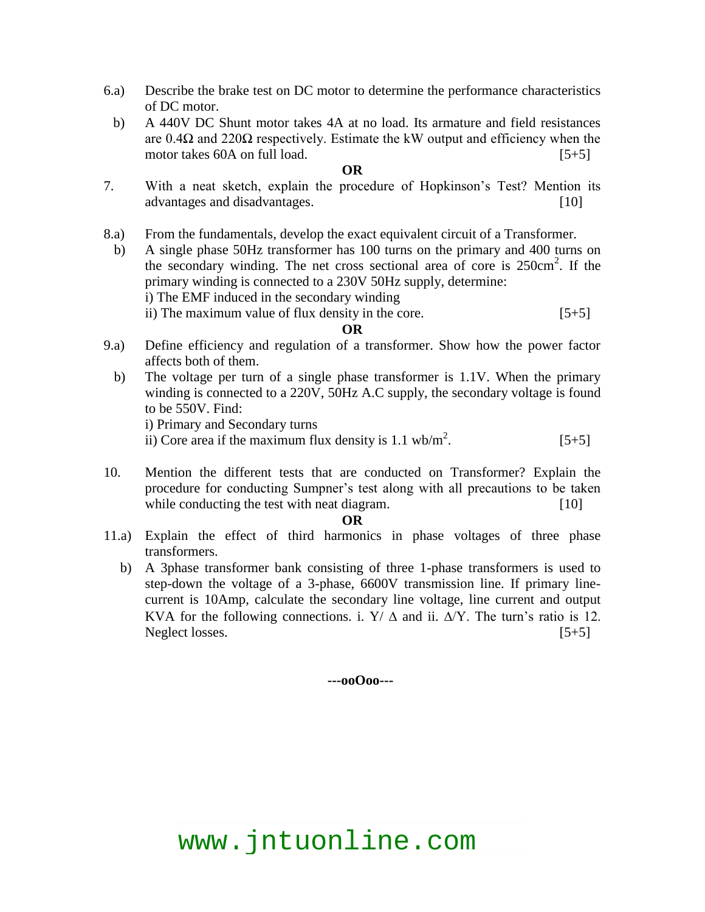6.a) Describe the brake test on DC motor to determine the performance characteristics of DC motor.

b) A 440V DC Shunt motor takes 4A at no load. Its armature and field resistances are $0.4\Omega$ and $220\Omega$ respectively. Estimate the kW output and efficiency when the motor takes 60A on full load. [5+5]

**OR**

7. With a neat sketch, explain the procedure of Hopkinson's Test? Mention its advantages and disadvantages. [10]

8.a) From the fundamentals, develop the exact equivalent circuit of a Transformer.

b) A single phase 50Hz transformer has 100 turns on the primary and 400 turns on the secondary winding. The net cross sectional area of core is $250\text{cm}^2$. If the primary winding is connected to a 230V 50Hz supply, determine:
i) The EMF induced in the secondary winding
ii) The maximum value of flux density in the core. [5+5]

**OR**

9.a) Define efficiency and regulation of a transformer. Show how the power factor affects both of them.

b) The voltage per turn of a single phase transformer is 1.1V. When the primary winding is connected to a 220V, 50Hz A.C supply, the secondary voltage is found to be 550V. Find:
i) Primary and Secondary turns
ii) Core area if the maximum flux density is $1.1\ \text{wb/m}^2$. [5+5]

10. Mention the different tests that are conducted on Transformer? Explain the procedure for conducting Sumpner's test along with all precautions to be taken while conducting the test with neat diagram. [10]

**OR**

11.a) Explain the effect of third harmonics in phase voltages of three phase transformers.

b) A 3phase transformer bank consisting of three 1-phase transformers is used to step-down the voltage of a 3-phase, 6600V transmission line. If primary line-current is 10Amp, calculate the secondary line voltage, line current and output KVA for the following connections. i. Y/ $\Delta$ and ii. $\Delta$/Y. The turn's ratio is 12. Neglect losses. [5+5]

**---ooOoo---**